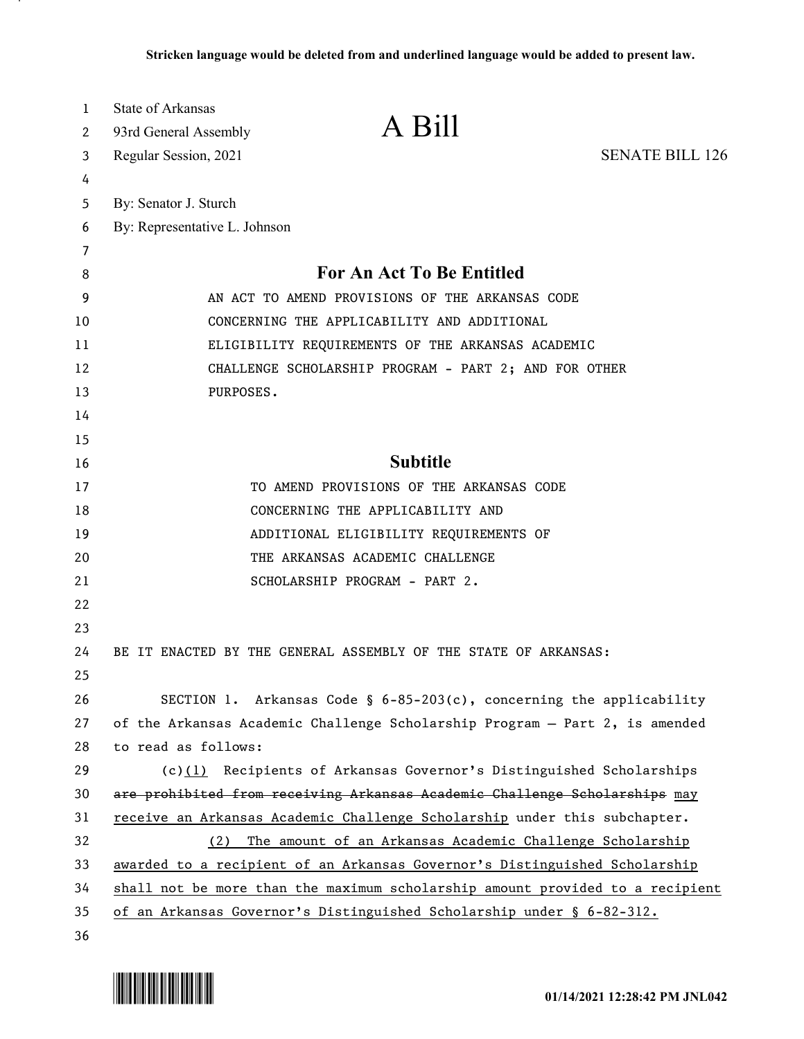**Stricken language would be deleted from and underlined language would be added to present law.**

State of Arkansas
93rd General Assembly
Regular Session, 2021

# A Bill

SENATE BILL 126

By: Senator J. Sturch
By: Representative L. Johnson

## For An Act To Be Entitled

AN ACT TO AMEND PROVISIONS OF THE ARKANSAS CODE CONCERNING THE APPLICABILITY AND ADDITIONAL ELIGIBILITY REQUIREMENTS OF THE ARKANSAS ACADEMIC CHALLENGE SCHOLARSHIP PROGRAM - PART 2; AND FOR OTHER PURPOSES.

## Subtitle

TO AMEND PROVISIONS OF THE ARKANSAS CODE CONCERNING THE APPLICABILITY AND ADDITIONAL ELIGIBILITY REQUIREMENTS OF THE ARKANSAS ACADEMIC CHALLENGE SCHOLARSHIP PROGRAM - PART 2.

BE IT ENACTED BY THE GENERAL ASSEMBLY OF THE STATE OF ARKANSAS:

SECTION 1. Arkansas Code § 6-85-203(c), concerning the applicability of the Arkansas Academic Challenge Scholarship Program — Part 2, is amended to read as follows:

(c)<u>(1)</u> Recipients of Arkansas Governor's Distinguished Scholarships ~~are prohibited from receiving Arkansas Academic Challenge Scholarships~~ <u>may receive an Arkansas Academic Challenge Scholarship</u> under this subchapter.

<u>(2) The amount of an Arkansas Academic Challenge Scholarship awarded to a recipient of an Arkansas Governor's Distinguished Scholarship shall not be more than the maximum scholarship amount provided to a recipient of an Arkansas Governor's Distinguished Scholarship under § 6-82-312.</u>

01/14/2021 12:28:42 PM JNL042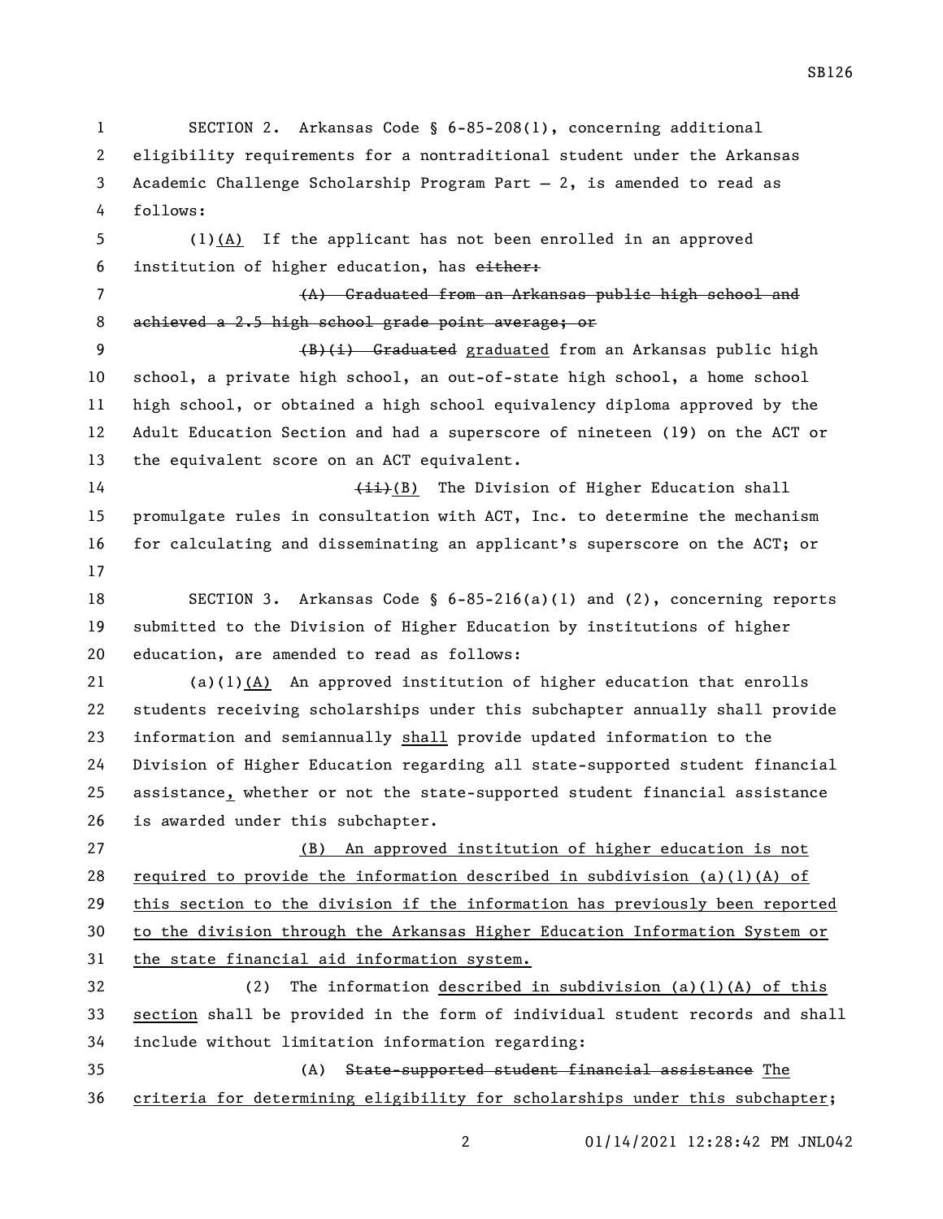SECTION 2. Arkansas Code § 6-85-208(1), concerning additional eligibility requirements for a nontraditional student under the Arkansas Academic Challenge Scholarship Program Part — 2, is amended to read as follows:

(1)<u>(A)</u> If the applicant has not been enrolled in an approved institution of higher education, has ~~either:~~

~~(A) Graduated from an Arkansas public high school and achieved a 2.5 high school grade point average; or~~

~~(B)(i) Graduated~~ <u>graduated</u> from an Arkansas public high school, a private high school, an out-of-state high school, a home school high school, or obtained a high school equivalency diploma approved by the Adult Education Section and had a superscore of nineteen (19) on the ACT or the equivalent score on an ACT equivalent.

~~(ii)~~<u>(B)</u> The Division of Higher Education shall promulgate rules in consultation with ACT, Inc. to determine the mechanism for calculating and disseminating an applicant's superscore on the ACT; or

SECTION 3. Arkansas Code § 6-85-216(a)(1) and (2), concerning reports submitted to the Division of Higher Education by institutions of higher education, are amended to read as follows:

(a)(1)<u>(A)</u> An approved institution of higher education that enrolls students receiving scholarships under this subchapter annually shall provide information and semiannually <u>shall</u> provide updated information to the Division of Higher Education regarding all state-supported student financial assistance<u>,</u> whether or not the state-supported student financial assistance is awarded under this subchapter.

<u>(B) An approved institution of higher education is not required to provide the information described in subdivision (a)(1)(A) of this section to the division if the information has previously been reported to the division through the Arkansas Higher Education Information System or the state financial aid information system.</u>

(2) The information <u>described in subdivision (a)(1)(A) of this section</u> shall be provided in the form of individual student records and shall include without limitation information regarding:

(A) ~~State-supported student financial assistance~~ <u>The criteria for determining eligibility for scholarships under this subchapter</u>;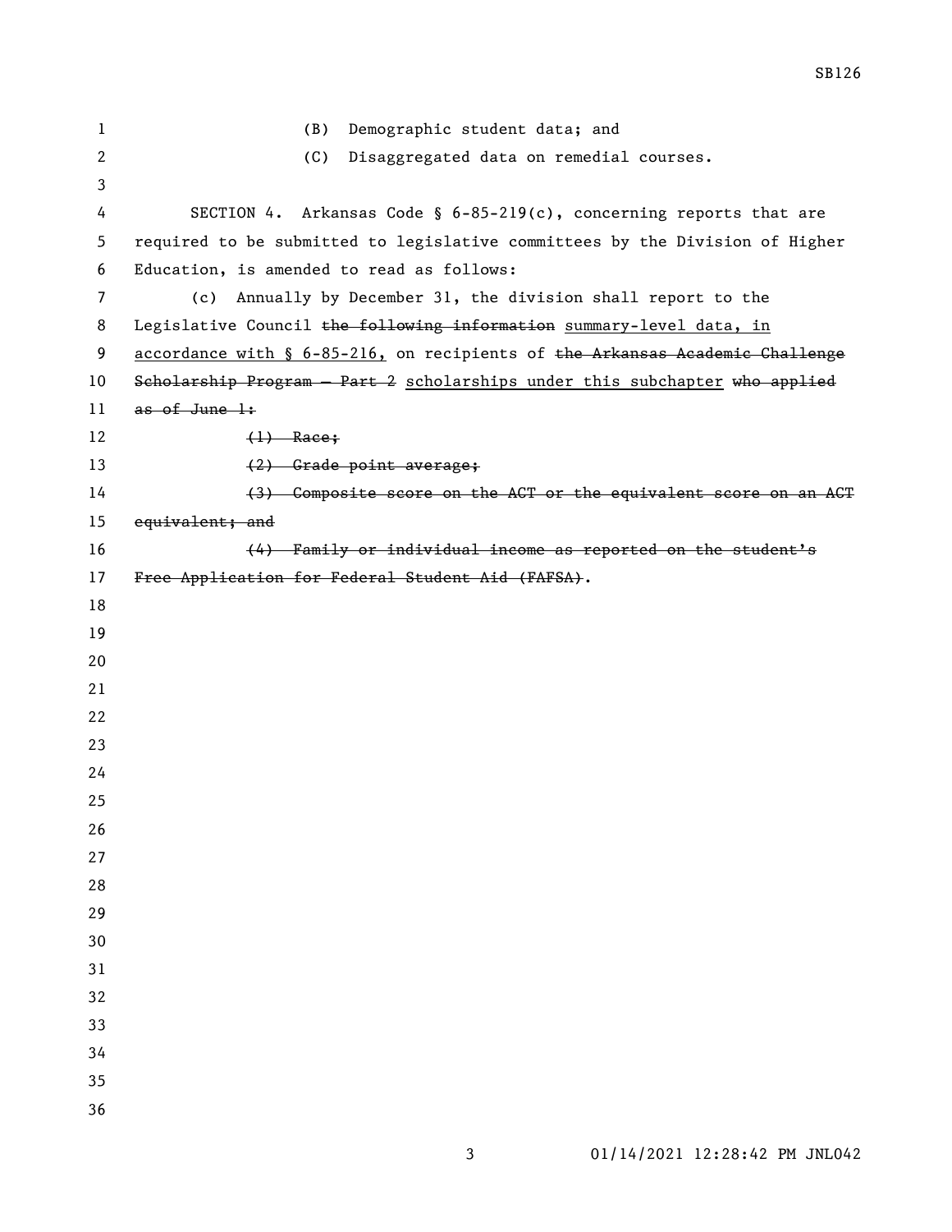(B) Demographic student data; and

(C) Disaggregated data on remedial courses.

SECTION 4. Arkansas Code § 6-85-219(c), concerning reports that are required to be submitted to legislative committees by the Division of Higher Education, is amended to read as follows:

(c) Annually by December 31, the division shall report to the Legislative Council ~~the following information~~ <u>summary-level data, in accordance with § 6-85-216,</u> on recipients of ~~the Arkansas Academic Challenge Scholarship Program — Part 2~~ <u>scholarships under this subchapter</u> ~~who applied as of June 1:~~

~~(1) Race;~~

~~(2) Grade point average;~~

~~(3) Composite score on the ACT or the equivalent score on an ACT equivalent; and~~

~~(4) Family or individual income as reported on the student's Free Application for Federal Student Aid (FAFSA)~~.